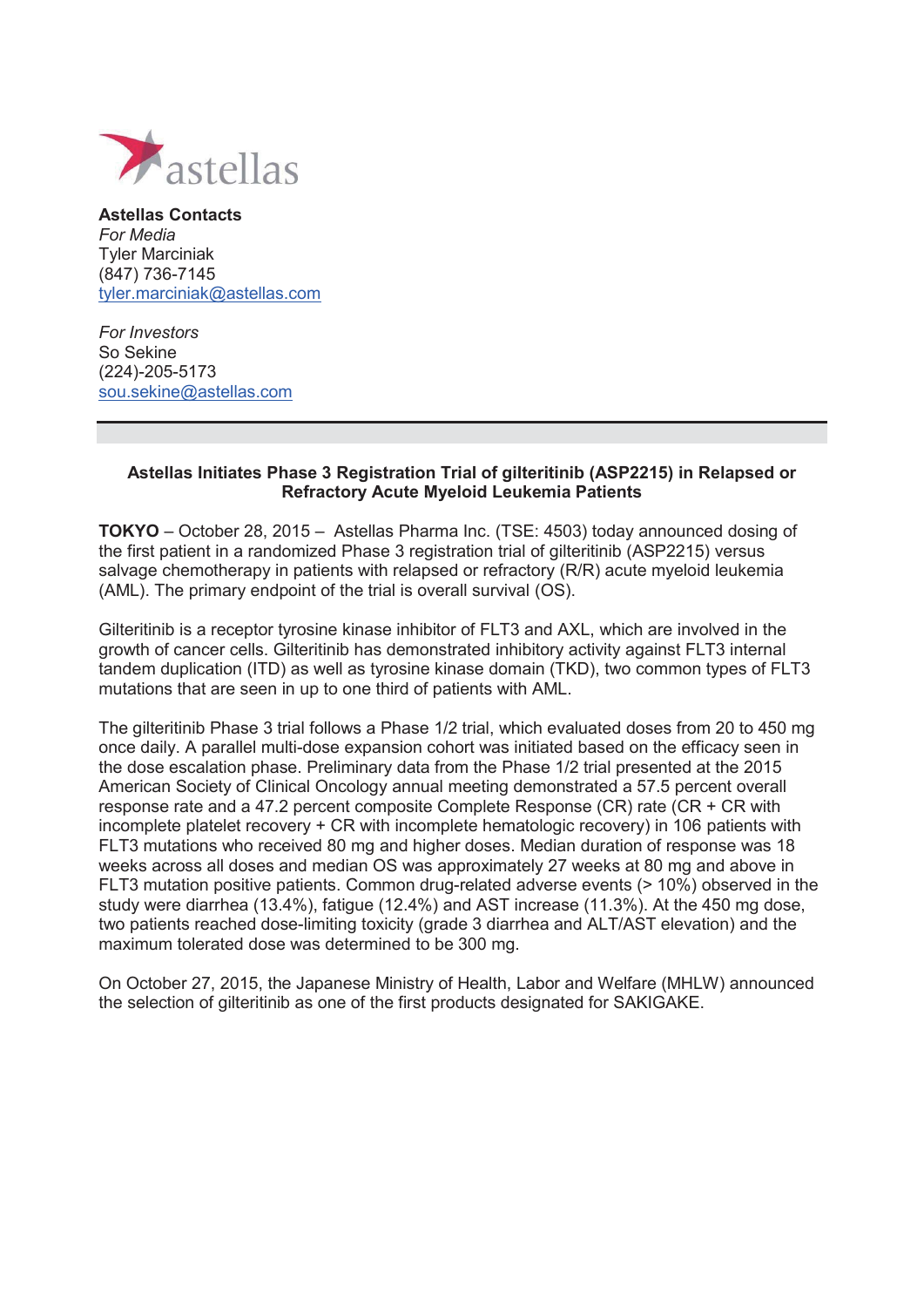**Astellas Contacts**
*For Media*
Tyler Marciniak
(847) 736-7145
tyler.marciniak@astellas.com

*For Investors*
So Sekine
(224)-205-5173
sou.sekine@astellas.com

---

## Astellas Initiates Phase 3 Registration Trial of gilteritinib (ASP2215) in Relapsed or Refractory Acute Myeloid Leukemia Patients

**TOKYO** – October 28, 2015 – Astellas Pharma Inc. (TSE: 4503) today announced dosing of the first patient in a randomized Phase 3 registration trial of gilteritinib (ASP2215) versus salvage chemotherapy in patients with relapsed or refractory (R/R) acute myeloid leukemia (AML). The primary endpoint of the trial is overall survival (OS).

Gilteritinib is a receptor tyrosine kinase inhibitor of FLT3 and AXL, which are involved in the growth of cancer cells. Gilteritinib has demonstrated inhibitory activity against FLT3 internal tandem duplication (ITD) as well as tyrosine kinase domain (TKD), two common types of FLT3 mutations that are seen in up to one third of patients with AML.

The gilteritinib Phase 3 trial follows a Phase 1/2 trial, which evaluated doses from 20 to 450 mg once daily. A parallel multi-dose expansion cohort was initiated based on the efficacy seen in the dose escalation phase. Preliminary data from the Phase 1/2 trial presented at the 2015 American Society of Clinical Oncology annual meeting demonstrated a 57.5 percent overall response rate and a 47.2 percent composite Complete Response (CR) rate (CR + CR with incomplete platelet recovery + CR with incomplete hematologic recovery) in 106 patients with FLT3 mutations who received 80 mg and higher doses. Median duration of response was 18 weeks across all doses and median OS was approximately 27 weeks at 80 mg and above in FLT3 mutation positive patients. Common drug-related adverse events (> 10%) observed in the study were diarrhea (13.4%), fatigue (12.4%) and AST increase (11.3%). At the 450 mg dose, two patients reached dose-limiting toxicity (grade 3 diarrhea and ALT/AST elevation) and the maximum tolerated dose was determined to be 300 mg.

On October 27, 2015, the Japanese Ministry of Health, Labor and Welfare (MHLW) announced the selection of gilteritinib as one of the first products designated for SAKIGAKE.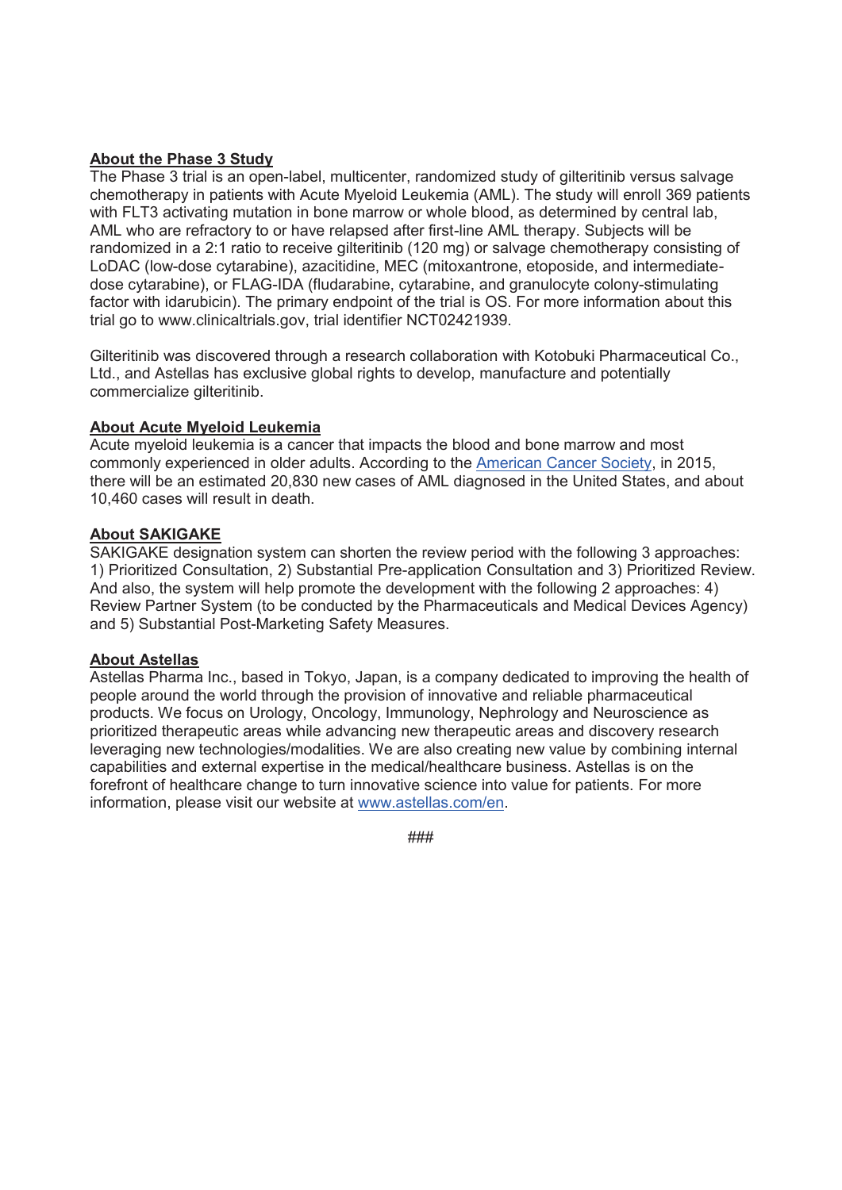**About the Phase 3 Study**

The Phase 3 trial is an open-label, multicenter, randomized study of gilteritinib versus salvage chemotherapy in patients with Acute Myeloid Leukemia (AML). The study will enroll 369 patients with FLT3 activating mutation in bone marrow or whole blood, as determined by central lab, AML who are refractory to or have relapsed after first-line AML therapy. Subjects will be randomized in a 2:1 ratio to receive gilteritinib (120 mg) or salvage chemotherapy consisting of LoDAC (low-dose cytarabine), azacitidine, MEC (mitoxantrone, etoposide, and intermediate-dose cytarabine), or FLAG-IDA (fludarabine, cytarabine, and granulocyte colony-stimulating factor with idarubicin). The primary endpoint of the trial is OS. For more information about this trial go to www.clinicaltrials.gov, trial identifier NCT02421939.

Gilteritinib was discovered through a research collaboration with Kotobuki Pharmaceutical Co., Ltd., and Astellas has exclusive global rights to develop, manufacture and potentially commercialize gilteritinib.

**About Acute Myeloid Leukemia**

Acute myeloid leukemia is a cancer that impacts the blood and bone marrow and most commonly experienced in older adults. According to the American Cancer Society, in 2015, there will be an estimated 20,830 new cases of AML diagnosed in the United States, and about 10,460 cases will result in death.

**About SAKIGAKE**

SAKIGAKE designation system can shorten the review period with the following 3 approaches: 1) Prioritized Consultation, 2) Substantial Pre-application Consultation and 3) Prioritized Review. And also, the system will help promote the development with the following 2 approaches: 4) Review Partner System (to be conducted by the Pharmaceuticals and Medical Devices Agency) and 5) Substantial Post-Marketing Safety Measures.

**About Astellas**

Astellas Pharma Inc., based in Tokyo, Japan, is a company dedicated to improving the health of people around the world through the provision of innovative and reliable pharmaceutical products. We focus on Urology, Oncology, Immunology, Nephrology and Neuroscience as prioritized therapeutic areas while advancing new therapeutic areas and discovery research leveraging new technologies/modalities. We are also creating new value by combining internal capabilities and external expertise in the medical/healthcare business. Astellas is on the forefront of healthcare change to turn innovative science into value for patients. For more information, please visit our website at www.astellas.com/en.

###